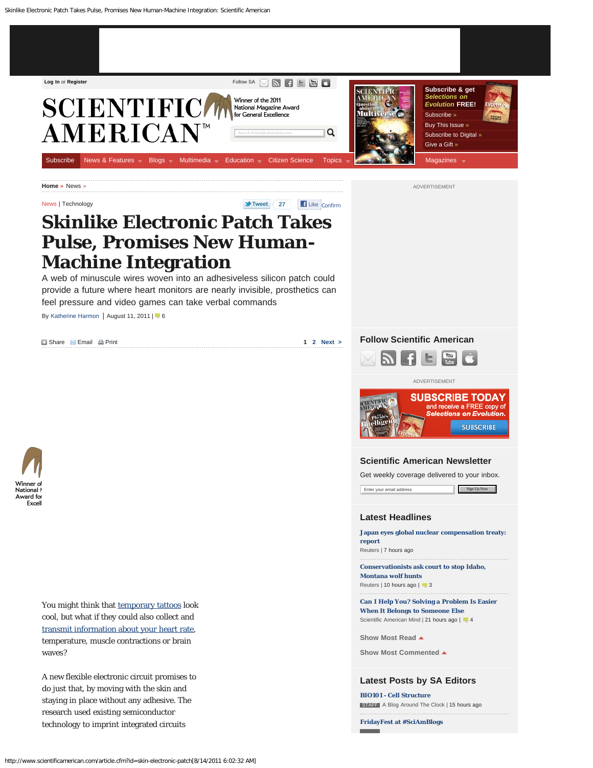Home » News »

News | Technology

# Skinlike Electronic Patch Takes Pulse, Promises New Human-Machine Integration

A web of minuscule wires woven into an adhesiveless silicon patch could provide a future where heart monitors are nearly invisible, prosthetics can feel pressure and video games can take verbal commands

By Katherine Harmon | August 11, 2011 | 6

You might think that temporary tattoos look cool, but what if they could also collect and transmit information about your heart rate, temperature, muscle contractions or brain waves?

A new flexible electronic circuit promises to do just that, by moving with the skin and staying in place without any adhesive. The research used existing semiconductor technology to imprint integrated circuits

## Follow Scientific American

## Scientific American Newsletter

Get weekly coverage delivered to your inbox.

## Latest Headlines

**Japan eyes global nuclear compensation treaty: report**
Reuters | 7 hours ago

**Conservationists ask court to stop Idaho, Montana wolf hunts**
Reuters | 10 hours ago | 3

**Can I Help You? Solving a Problem Is Easier When It Belongs to Someone Else**
Scientific American Mind | 21 hours ago | 4

## Latest Posts by SA Editors

**BIO101 - Cell Structure**
STAFF A Blog Around The Clock | 15 hours ago

**FridayFest at #SciAmBlogs**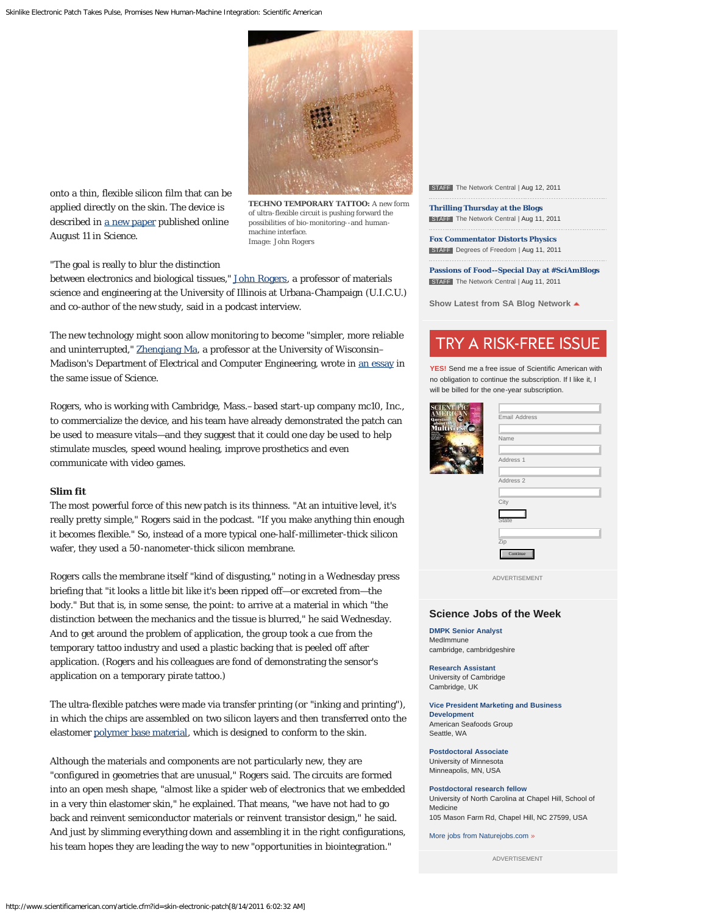onto a thin, flexible silicon film that can be applied directly on the skin. The device is described in a new paper published online August 11 in Science.

**TECHNO TEMPORARY TATTOO:** A new form of ultra-flexible circuit is pushing forward the possibilities of bio-monitoring--and human-machine interface.
Image: John Rogers

"The goal is really to blur the distinction between electronics and biological tissues," John Rogers, a professor of materials science and engineering at the University of Illinois at Urbana-Champaign (U.I.C.U.) and co-author of the new study, said in a podcast interview.

The new technology might soon allow monitoring to become "simpler, more reliable and uninterrupted," Zhenqiang Ma, a professor at the University of Wisconsin–Madison's Department of Electrical and Computer Engineering, wrote in an essay in the same issue of Science.

Rogers, who is working with Cambridge, Mass.–based start-up company mc10, Inc., to commercialize the device, and his team have already demonstrated the patch can be used to measure vitals—and they suggest that it could one day be used to help stimulate muscles, speed wound healing, improve prosthetics and even communicate with video games.

**Slim fit**

The most powerful force of this new patch is its thinness. "At an intuitive level, it's really pretty simple," Rogers said in the podcast. "If you make anything thin enough it becomes flexible." So, instead of a more typical one-half-millimeter-thick silicon wafer, they used a 50-nanometer-thick silicon membrane.

Rogers calls the membrane itself "kind of disgusting," noting in a Wednesday press briefing that "it looks a little bit like it's been ripped off—or excreted from—the body." But that is, in some sense, the point: to arrive at a material in which "the distinction between the mechanics and the tissue is blurred," he said Wednesday. And to get around the problem of application, the group took a cue from the temporary tattoo industry and used a plastic backing that is peeled off after application. (Rogers and his colleagues are fond of demonstrating the sensor's application on a temporary pirate tattoo.)

The ultra-flexible patches were made via transfer printing (or "inking and printing"), in which the chips are assembled on two silicon layers and then transferred onto the elastomer polymer base material, which is designed to conform to the skin.

Although the materials and components are not particularly new, they are "configured in geometries that are unusual," Rogers said. The circuits are formed into an open mesh shape, "almost like a spider web of electronics that we embedded in a very thin elastomer skin," he explained. That means, "we have not had to go back and reinvent semiconductor materials or reinvent transistor design," he said. And just by slimming everything down and assembling it in the right configurations, his team hopes they are leading the way to new "opportunities in biointegration."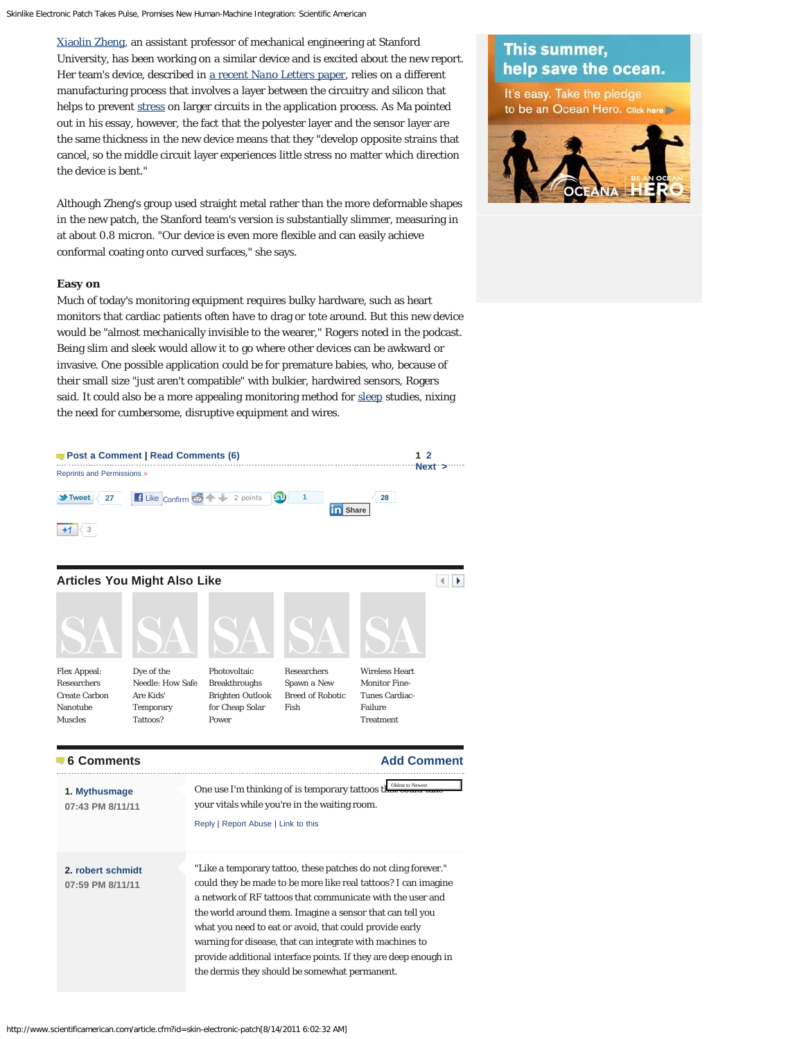Xiaolin Zheng, an assistant professor of mechanical engineering at Stanford University, has been working on a similar device and is excited about the new report. Her team's device, described in a recent Nano Letters paper, relies on a different manufacturing process that involves a layer between the circuitry and silicon that helps to prevent stress on larger circuits in the application process. As Ma pointed out in his essay, however, the fact that the polyester layer and the sensor layer are the same thickness in the new device means that they "develop opposite strains that cancel, so the middle circuit layer experiences little stress no matter which direction the device is bent."

Although Zheng's group used straight metal rather than the more deformable shapes in the new patch, the Stanford team's version is substantially slimmer, measuring in at about 0.8 micron. "Our device is even more flexible and can easily achieve conformal coating onto curved surfaces," she says.

**Easy on**

Much of today's monitoring equipment requires bulky hardware, such as heart monitors that cardiac patients often have to drag or tote around. But this new device would be "almost mechanically invisible to the wearer," Rogers noted in the podcast. Being slim and sleek would allow it to go where other devices can be awkward or invasive. One possible application could be for premature babies, who, because of their small size "just aren't compatible" with bulkier, hardwired sensors, Rogers said. It could also be a more appealing monitoring method for sleep studies, nixing the need for cumbersome, disruptive equipment and wires.

Post a Comment | Read Comments (6)

Reprints and Permissions »

1 2 Next >

## Articles You Might Also Like

- Flex Appeal: Researchers Create Carbon Nanotube Muscles
- Dye of the Needle: How Safe Are Kids' Temporary Tattoos?
- Photovoltaic Breakthroughs Brighten Outlook for Cheap Solar Power
- Researchers Spawn a New Breed of Robotic Fish
- Wireless Heart Monitor Fine-Tunes Cardiac-Failure Treatment

## 6 Comments

Add Comment

**1. Mythusmage**
07:43 PM 8/11/11

One use I'm thinking of is temporary tattoos that could take your vitals while you're in the waiting room.

Reply | Report Abuse | Link to this

**2. robert schmidt**
07:59 PM 8/11/11

"Like a temporary tattoo, these patches do not cling forever." could they be made to be more like real tattoos? I can imagine a network of RF tattoos that communicate with the user and the world around them. Imagine a sensor that can tell you what you need to eat or avoid, that could provide early warning for disease, that can integrate with machines to provide additional interface points. If they are deep enough in the dermis they should be somewhat permanent.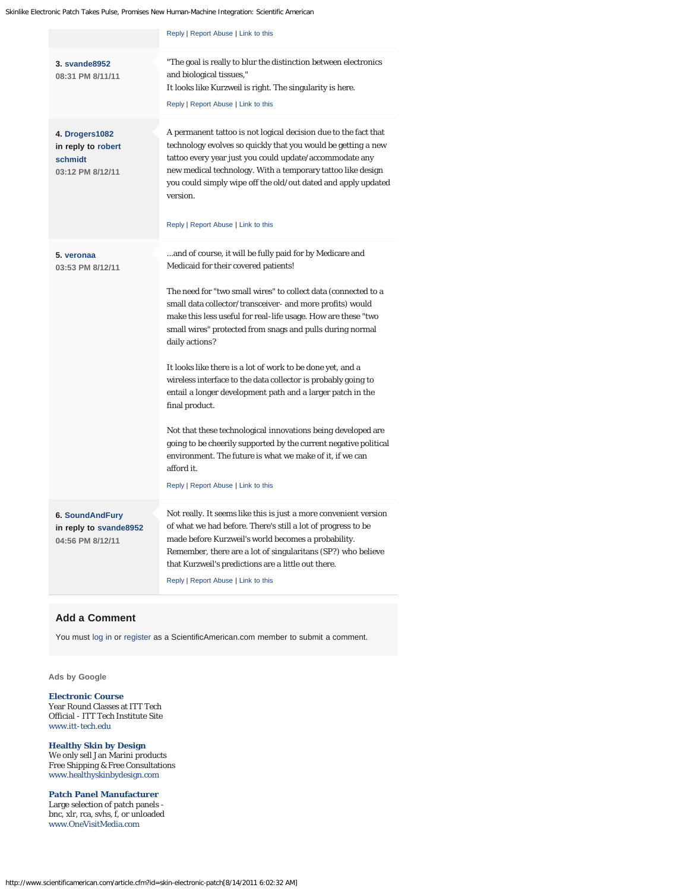Reply | Report Abuse | Link to this

**3. svande8952**
**08:31 PM 8/11/11**

"The goal is really to blur the distinction between electronics and biological tissues,"
It looks like Kurzweil is right. The singularity is here.

Reply | Report Abuse | Link to this

**4. Drogers1082**
**in reply to robert schmidt**
**03:12 PM 8/12/11**

A permanent tattoo is not logical decision due to the fact that technology evolves so quickly that you would be getting a new tattoo every year just you could update/accommodate any new medical technology. With a temporary tattoo like design you could simply wipe off the old/out dated and apply updated version.

Reply | Report Abuse | Link to this

**5. veronaa**
**03:53 PM 8/12/11**

...and of course, it will be fully paid for by Medicare and Medicaid for their covered patients!

The need for "two small wires" to collect data (connected to a small data collector/transceiver- and more profits) would make this less useful for real-life usage. How are these "two small wires" protected from snags and pulls during normal daily actions?

It looks like there is a lot of work to be done yet, and a wireless interface to the data collector is probably going to entail a longer development path and a larger patch in the final product.

Not that these technological innovations being developed are going to be cheerily supported by the current negative political environment. The future is what we make of it, if we can afford it.

Reply | Report Abuse | Link to this

**6. SoundAndFury**
**in reply to svande8952**
**04:56 PM 8/12/11**

Not really. It seems like this is just a more convenient version of what we had before. There's still a lot of progress to be made before Kurzweil's world becomes a probability. Remember, there are a lot of singularitans (SP?) who believe that Kurzweil's predictions are a little out there.

Reply | Report Abuse | Link to this

## Add a Comment

You must log in or register as a ScientificAmerican.com member to submit a comment.

**Ads by Google**

**Electronic Course**
Year Round Classes at ITT Tech
Official - ITT Tech Institute Site
www.itt-tech.edu

**Healthy Skin by Design**
We only sell Jan Marini products
Free Shipping & Free Consultations
www.healthyskinbydesign.com

**Patch Panel Manufacturer**
Large selection of patch panels - bnc, xlr, rca, svhs, f, or unloaded
www.OneVisitMedia.com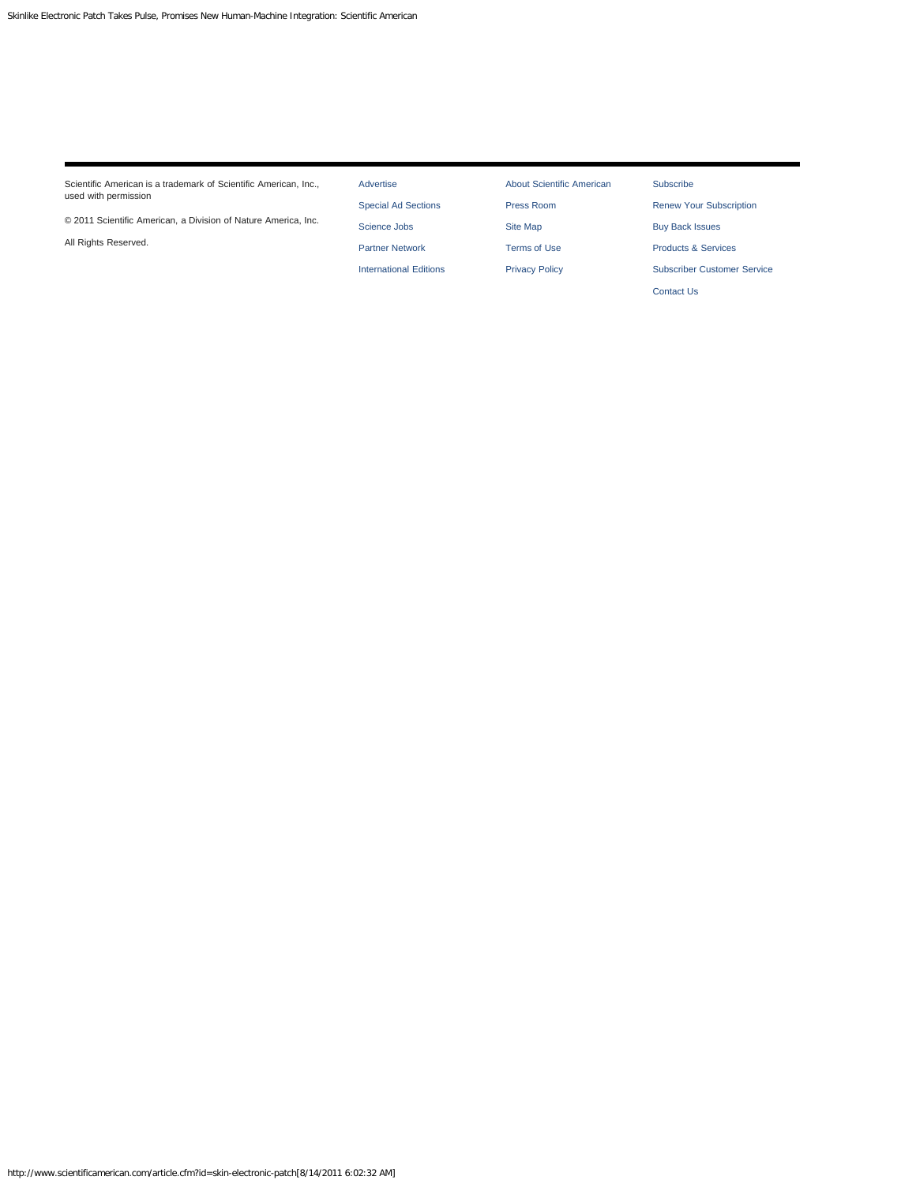Scientific American is a trademark of Scientific American, Inc., used with permission

© 2011 Scientific American, a Division of Nature America, Inc.

All Rights Reserved.

Advertise

Special Ad Sections

Science Jobs

Partner Network

International Editions

About Scientific American

Press Room

Site Map

Terms of Use

Privacy Policy

Subscribe

Renew Your Subscription

Buy Back Issues

Products & Services

Subscriber Customer Service

Contact Us